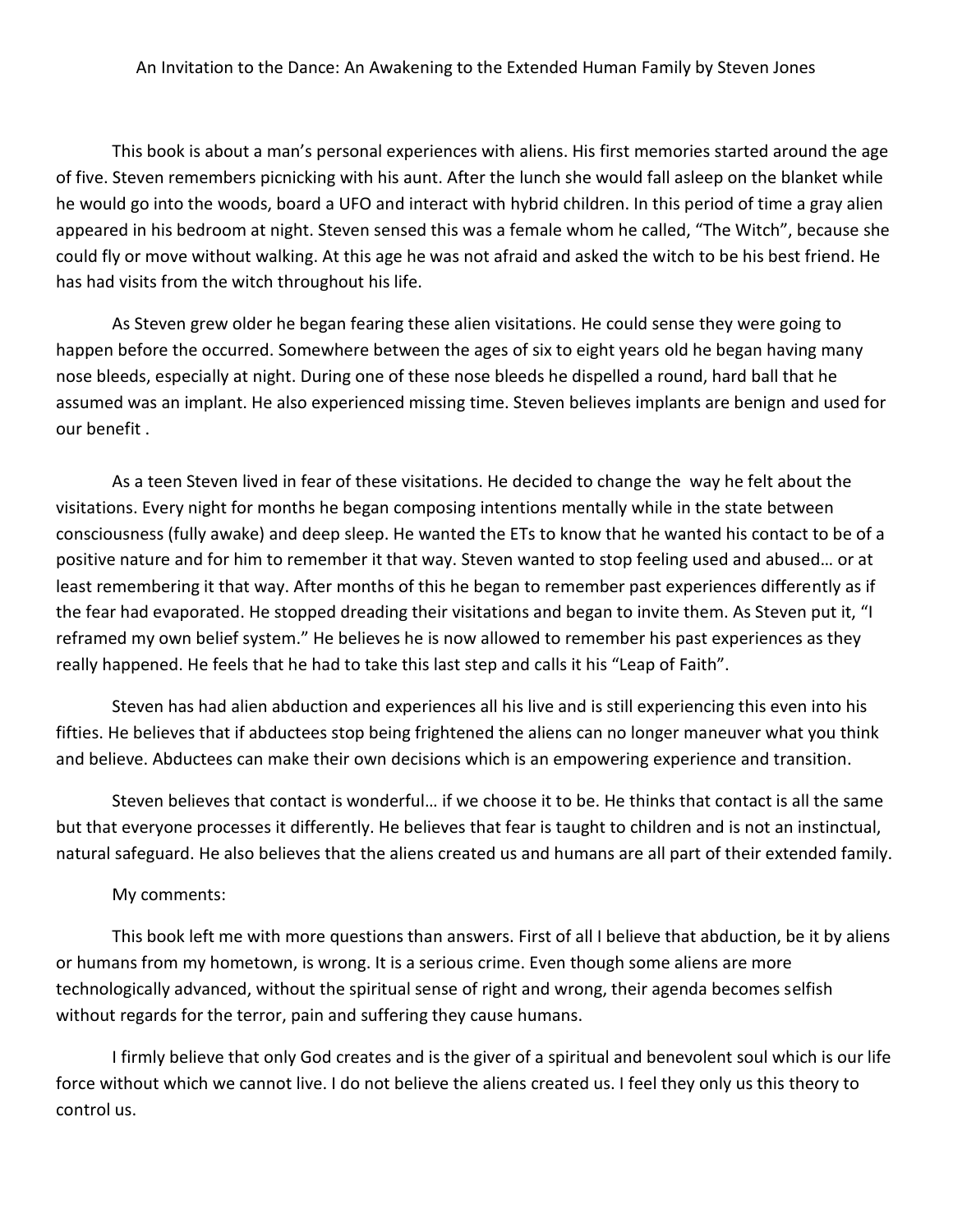# An Invitation to the Dance: An Awakening to the Extended Human Family by Steven Jones

This book is about a man's personal experiences with aliens. His first memories started around the age of five. Steven remembers picnicking with his aunt. After the lunch she would fall asleep on the blanket while he would go into the woods, board a UFO and interact with hybrid children. In this period of time a gray alien appeared in his bedroom at night. Steven sensed this was a female whom he called, "The Witch", because she could fly or move without walking. At this age he was not afraid and asked the witch to be his best friend. He has had visits from the witch throughout his life.

As Steven grew older he began fearing these alien visitations. He could sense they were going to happen before the occurred. Somewhere between the ages of six to eight years old he began having many nose bleeds, especially at night. During one of these nose bleeds he dispelled a round, hard ball that he assumed was an implant. He also experienced missing time. Steven believes implants are benign and used for our benefit .

As a teen Steven lived in fear of these visitations. He decided to change the way he felt about the visitations. Every night for months he began composing intentions mentally while in the state between consciousness (fully awake) and deep sleep. He wanted the ETs to know that he wanted his contact to be of a positive nature and for him to remember it that way. Steven wanted to stop feeling used and abused… or at least remembering it that way. After months of this he began to remember past experiences differently as if the fear had evaporated. He stopped dreading their visitations and began to invite them. As Steven put it, "I reframed my own belief system." He believes he is now allowed to remember his past experiences as they really happened. He feels that he had to take this last step and calls it his "Leap of Faith".

Steven has had alien abduction and experiences all his live and is still experiencing this even into his fifties. He believes that if abductees stop being frightened the aliens can no longer maneuver what you think and believe. Abductees can make their own decisions which is an empowering experience and transition.

Steven believes that contact is wonderful… if we choose it to be. He thinks that contact is all the same but that everyone processes it differently. He believes that fear is taught to children and is not an instinctual, natural safeguard. He also believes that the aliens created us and humans are all part of their extended family.

My comments:

This book left me with more questions than answers. First of all I believe that abduction, be it by aliens or humans from my hometown, is wrong. It is a serious crime. Even though some aliens are more technologically advanced, without the spiritual sense of right and wrong, their agenda becomes selfish without regards for the terror, pain and suffering they cause humans.

I firmly believe that only God creates and is the giver of a spiritual and benevolent soul which is our life force without which we cannot live. I do not believe the aliens created us. I feel they only us this theory to control us.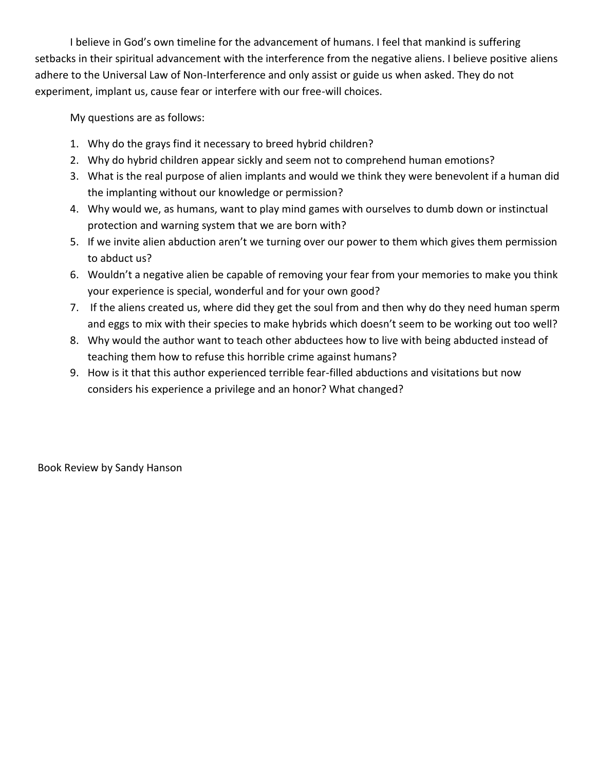I believe in God's own timeline for the advancement of humans. I feel that mankind is suffering setbacks in their spiritual advancement with the interference from the negative aliens. I believe positive aliens adhere to the Universal Law of Non-Interference and only assist or guide us when asked. They do not experiment, implant us, cause fear or interfere with our free-will choices.

My questions are as follows:

1. Why do the grays find it necessary to breed hybrid children?
2. Why do hybrid children appear sickly and seem not to comprehend human emotions?
3. What is the real purpose of alien implants and would we think they were benevolent if a human did the implanting without our knowledge or permission?
4. Why would we, as humans, want to play mind games with ourselves to dumb down or instinctual protection and warning system that we are born with?
5. If we invite alien abduction aren't we turning over our power to them which gives them permission to abduct us?
6. Wouldn't a negative alien be capable of removing your fear from your memories to make you think your experience is special, wonderful and for your own good?
7. If the aliens created us, where did they get the soul from and then why do they need human sperm and eggs to mix with their species to make hybrids which doesn't seem to be working out too well?
8. Why would the author want to teach other abductees how to live with being abducted instead of teaching them how to refuse this horrible crime against humans?
9. How is it that this author experienced terrible fear-filled abductions and visitations but now considers his experience a privilege and an honor? What changed?

Book Review by Sandy Hanson